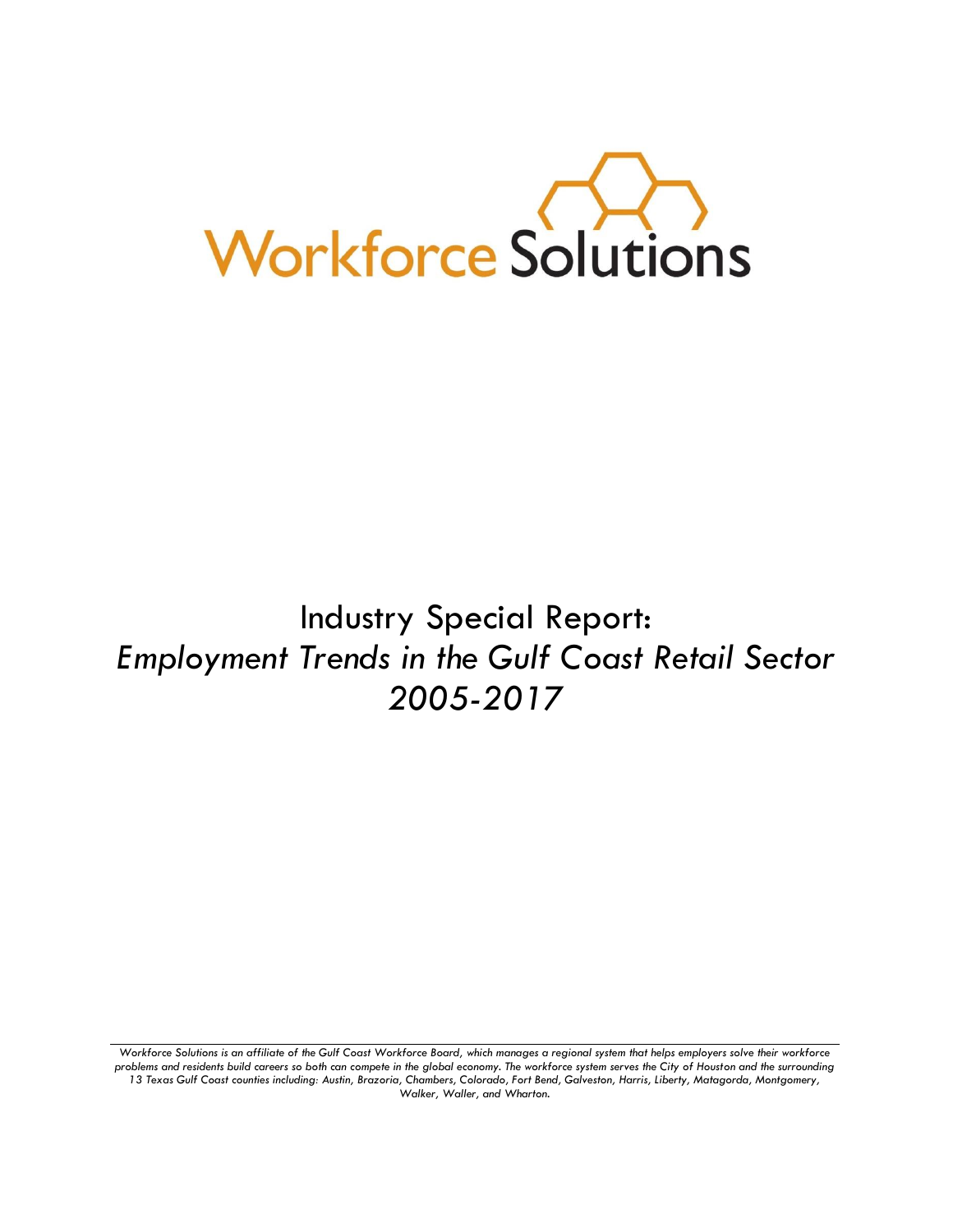Workforce Solutions

# Industry Special Report: *Employment Trends in the Gulf Coast Retail Sector 2005-2017*

*Workforce Solutions is an affiliate of the Gulf Coast Workforce Board, which manages a regional system that helps employers solve their workforce problems and residents build careers so both can compete in the global economy. The workforce system serves the City of Houston and the surrounding 13 Texas Gulf Coast counties including: Austin, Brazoria, Chambers, Colorado, Fort Bend, Galveston, Harris, Liberty, Matagorda, Montgomery, Walker, Waller, and Wharton.*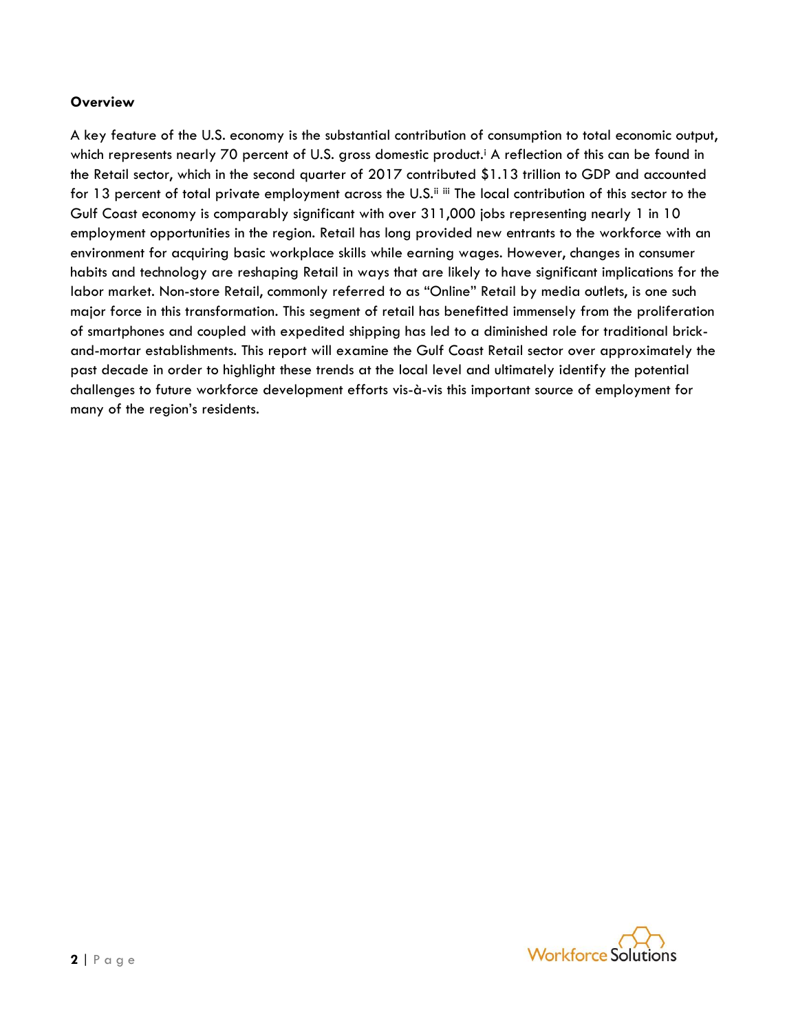**Overview**

A key feature of the U.S. economy is the substantial contribution of consumption to total economic output, which represents nearly 70 percent of U.S. gross domestic product.[i] A reflection of this can be found in the Retail sector, which in the second quarter of 2017 contributed $1.13 trillion to GDP and accounted for 13 percent of total private employment across the U.S.[ii] [iii] The local contribution of this sector to the Gulf Coast economy is comparably significant with over 311,000 jobs representing nearly 1 in 10 employment opportunities in the region. Retail has long provided new entrants to the workforce with an environment for acquiring basic workplace skills while earning wages. However, changes in consumer habits and technology are reshaping Retail in ways that are likely to have significant implications for the labor market. Non-store Retail, commonly referred to as "Online" Retail by media outlets, is one such major force in this transformation. This segment of retail has benefitted immensely from the proliferation of smartphones and coupled with expedited shipping has led to a diminished role for traditional brick-and-mortar establishments. This report will examine the Gulf Coast Retail sector over approximately the past decade in order to highlight these trends at the local level and ultimately identify the potential challenges to future workforce development efforts vis-à-vis this important source of employment for many of the region's residents.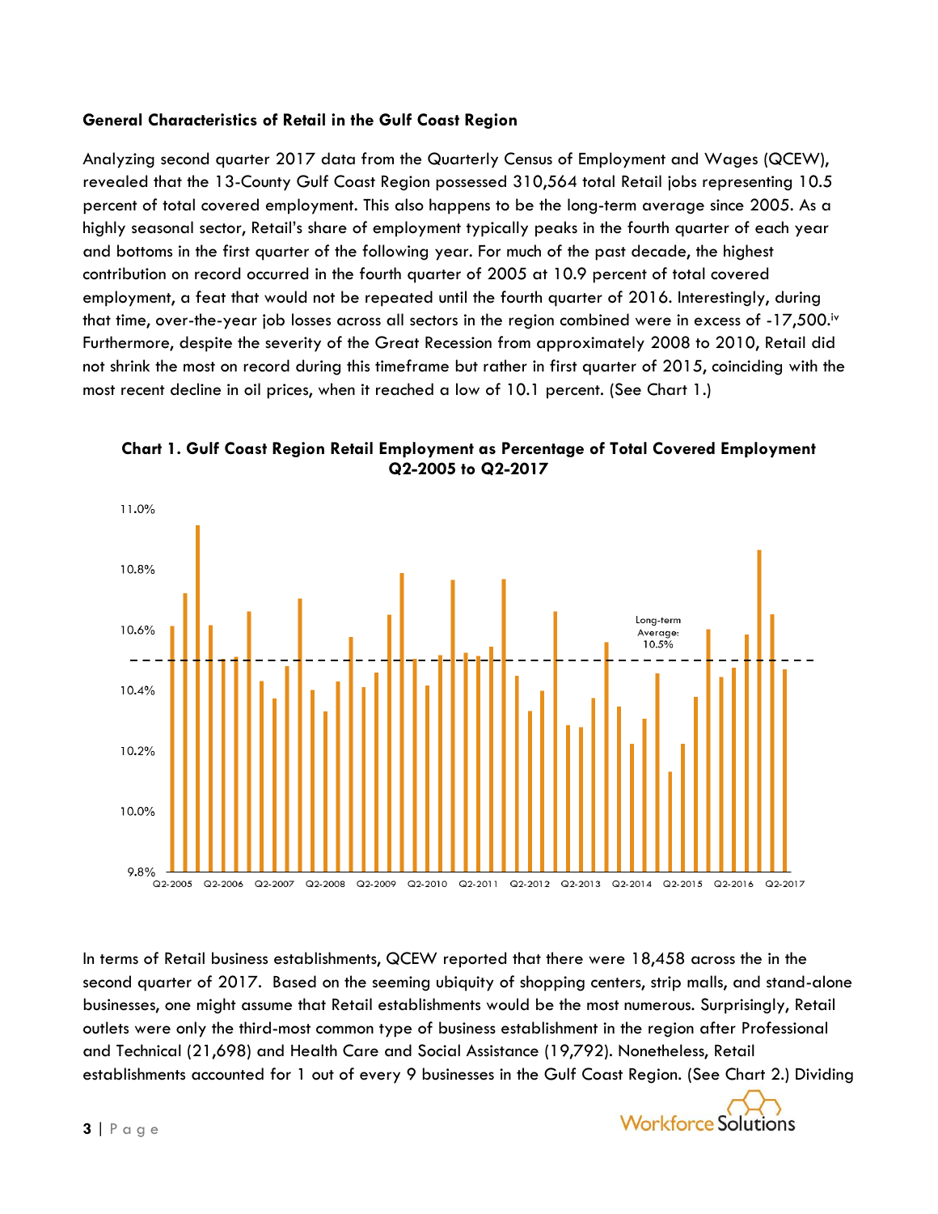**General Characteristics of Retail in the Gulf Coast Region**

Analyzing second quarter 2017 data from the Quarterly Census of Employment and Wages (QCEW), revealed that the 13-County Gulf Coast Region possessed 310,564 total Retail jobs representing 10.5 percent of total covered employment. This also happens to be the long-term average since 2005. As a highly seasonal sector, Retail's share of employment typically peaks in the fourth quarter of each year and bottoms in the first quarter of the following year. For much of the past decade, the highest contribution on record occurred in the fourth quarter of 2005 at 10.9 percent of total covered employment, a feat that would not be repeated until the fourth quarter of 2016. Interestingly, during that time, over-the-year job losses across all sectors in the region combined were in excess of -17,500.[iv] Furthermore, despite the severity of the Great Recession from approximately 2008 to 2010, Retail did not shrink the most on record during this timeframe but rather in first quarter of 2015, coinciding with the most recent decline in oil prices, when it reached a low of 10.1 percent. (See Chart 1.)

**Chart 1. Gulf Coast Region Retail Employment as Percentage of Total Covered Employment Q2-2005 to Q2-2017**

In terms of Retail business establishments, QCEW reported that there were 18,458 across the in the second quarter of 2017. Based on the seeming ubiquity of shopping centers, strip malls, and stand-alone businesses, one might assume that Retail establishments would be the most numerous. Surprisingly, Retail outlets were only the third-most common type of business establishment in the region after Professional and Technical (21,698) and Health Care and Social Assistance (19,792). Nonetheless, Retail establishments accounted for 1 out of every 9 businesses in the Gulf Coast Region. (See Chart 2.) Dividing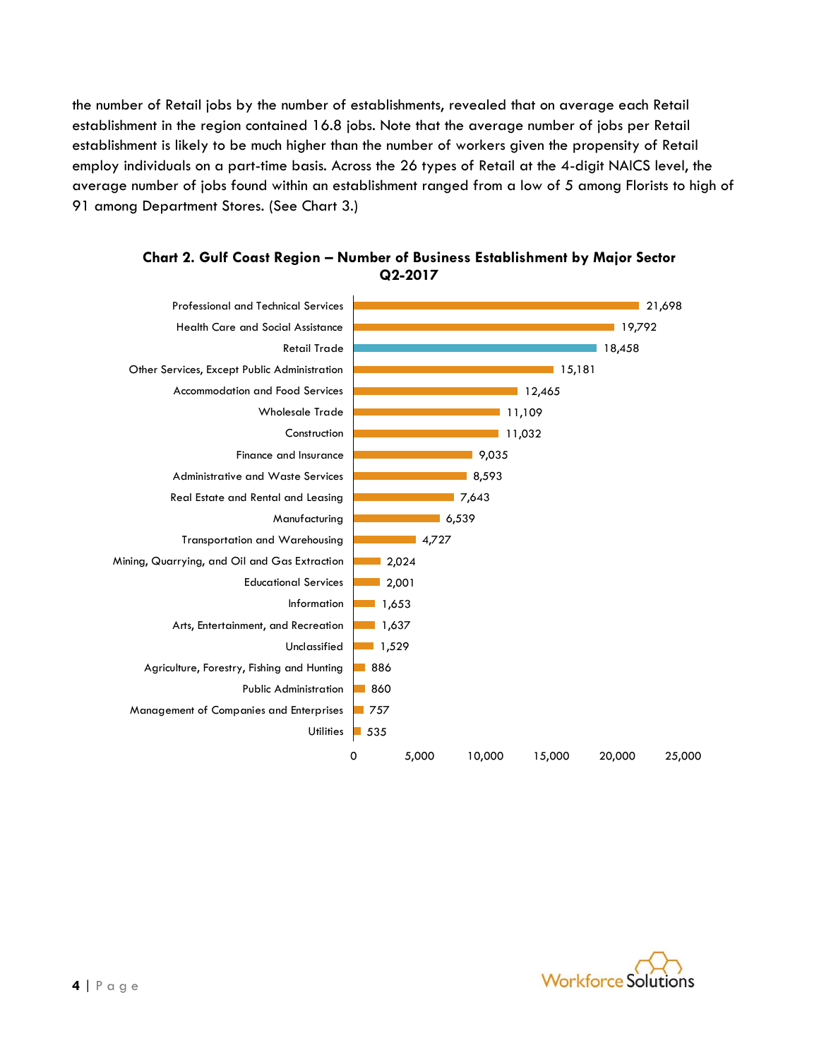the number of Retail jobs by the number of establishments, revealed that on average each Retail establishment in the region contained 16.8 jobs. Note that the average number of jobs per Retail establishment is likely to be much higher than the number of workers given the propensity of Retail employ individuals on a part-time basis. Across the 26 types of Retail at the 4-digit NAICS level, the average number of jobs found within an establishment ranged from a low of 5 among Florists to high of 91 among Department Stores. (See Chart 3.)

**Chart 2. Gulf Coast Region – Number of Business Establishment by Major Sector Q2-2017**

| Sector | Number of Establishments |
|---|---|
| Professional and Technical Services | 21,698 |
| Health Care and Social Assistance | 19,792 |
| Retail Trade | 18,458 |
| Other Services, Except Public Administration | 15,181 |
| Accommodation and Food Services | 12,465 |
| Wholesale Trade | 11,109 |
| Construction | 11,032 |
| Finance and Insurance | 9,035 |
| Administrative and Waste Services | 8,593 |
| Real Estate and Rental and Leasing | 7,643 |
| Manufacturing | 6,539 |
| Transportation and Warehousing | 4,727 |
| Mining, Quarrying, and Oil and Gas Extraction | 2,024 |
| Educational Services | 2,001 |
| Information | 1,653 |
| Arts, Entertainment, and Recreation | 1,637 |
| Unclassified | 1,529 |
| Agriculture, Forestry, Fishing and Hunting | 886 |
| Public Administration | 860 |
| Management of Companies and Enterprises | 757 |
| Utilities | 535 |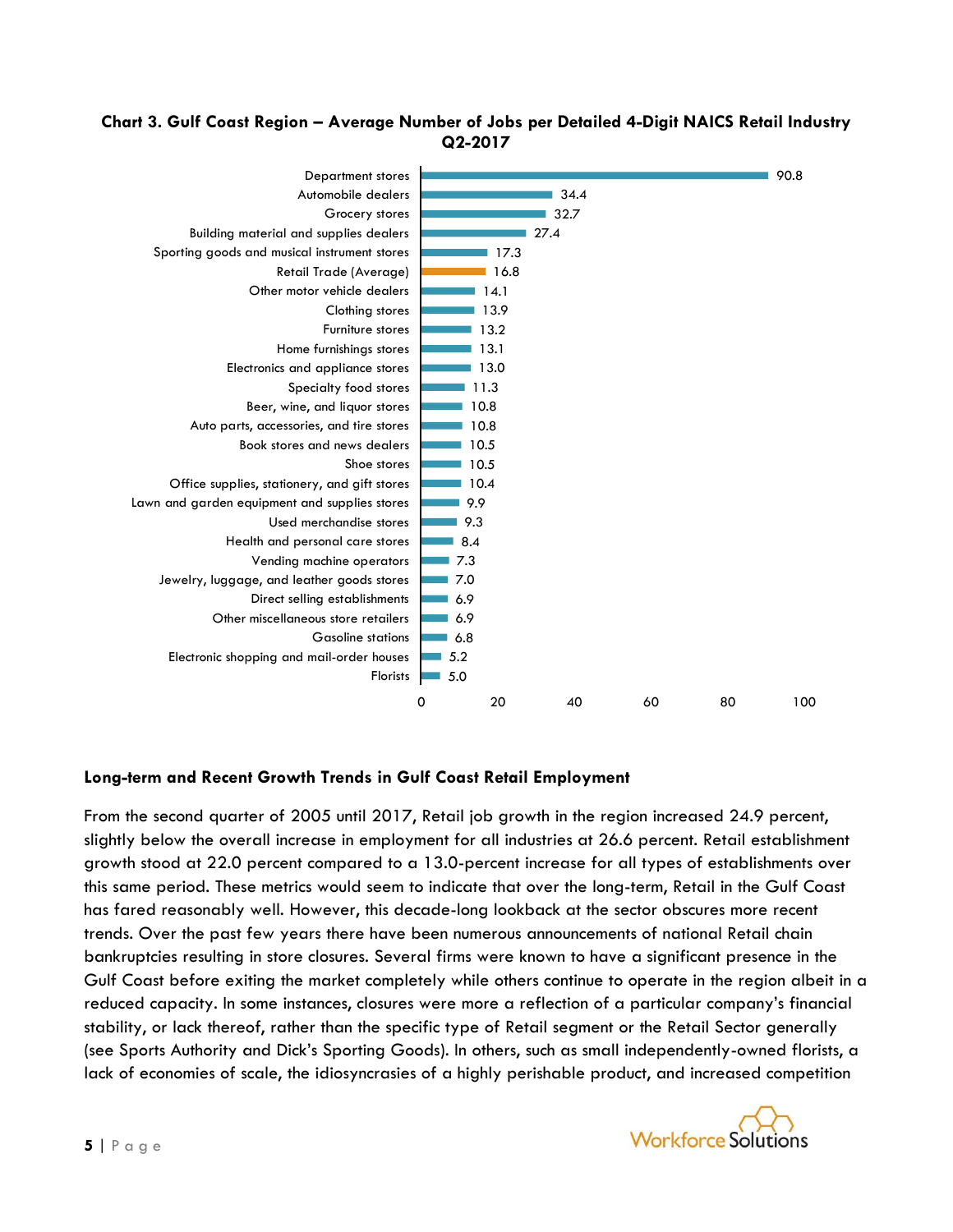**Chart 3. Gulf Coast Region – Average Number of Jobs per Detailed 4-Digit NAICS Retail Industry Q2-2017**

| Industry | Average Number of Jobs |
|---|---|
| Department stores | 90.8 |
| Automobile dealers | 34.4 |
| Grocery stores | 32.7 |
| Building material and supplies dealers | 27.4 |
| Sporting goods and musical instrument stores | 17.3 |
| Retail Trade (Average) | 16.8 |
| Other motor vehicle dealers | 14.1 |
| Clothing stores | 13.9 |
| Furniture stores | 13.2 |
| Home furnishings stores | 13.1 |
| Electronics and appliance stores | 13.0 |
| Specialty food stores | 11.3 |
| Beer, wine, and liquor stores | 10.8 |
| Auto parts, accessories, and tire stores | 10.8 |
| Book stores and news dealers | 10.5 |
| Shoe stores | 10.5 |
| Office supplies, stationery, and gift stores | 10.4 |
| Lawn and garden equipment and supplies stores | 9.9 |
| Used merchandise stores | 9.3 |
| Health and personal care stores | 8.4 |
| Vending machine operators | 7.3 |
| Jewelry, luggage, and leather goods stores | 7.0 |
| Direct selling establishments | 6.9 |
| Other miscellaneous store retailers | 6.9 |
| Gasoline stations | 6.8 |
| Electronic shopping and mail-order houses | 5.2 |
| Florists | 5.0 |

## Long-term and Recent Growth Trends in Gulf Coast Retail Employment

From the second quarter of 2005 until 2017, Retail job growth in the region increased 24.9 percent, slightly below the overall increase in employment for all industries at 26.6 percent. Retail establishment growth stood at 22.0 percent compared to a 13.0-percent increase for all types of establishments over this same period. These metrics would seem to indicate that over the long-term, Retail in the Gulf Coast has fared reasonably well. However, this decade-long lookback at the sector obscures more recent trends. Over the past few years there have been numerous announcements of national Retail chain bankruptcies resulting in store closures. Several firms were known to have a significant presence in the Gulf Coast before exiting the market completely while others continue to operate in the region albeit in a reduced capacity. In some instances, closures were more a reflection of a particular company's financial stability, or lack thereof, rather than the specific type of Retail segment or the Retail Sector generally (see Sports Authority and Dick's Sporting Goods). In others, such as small independently-owned florists, a lack of economies of scale, the idiosyncrasies of a highly perishable product, and increased competition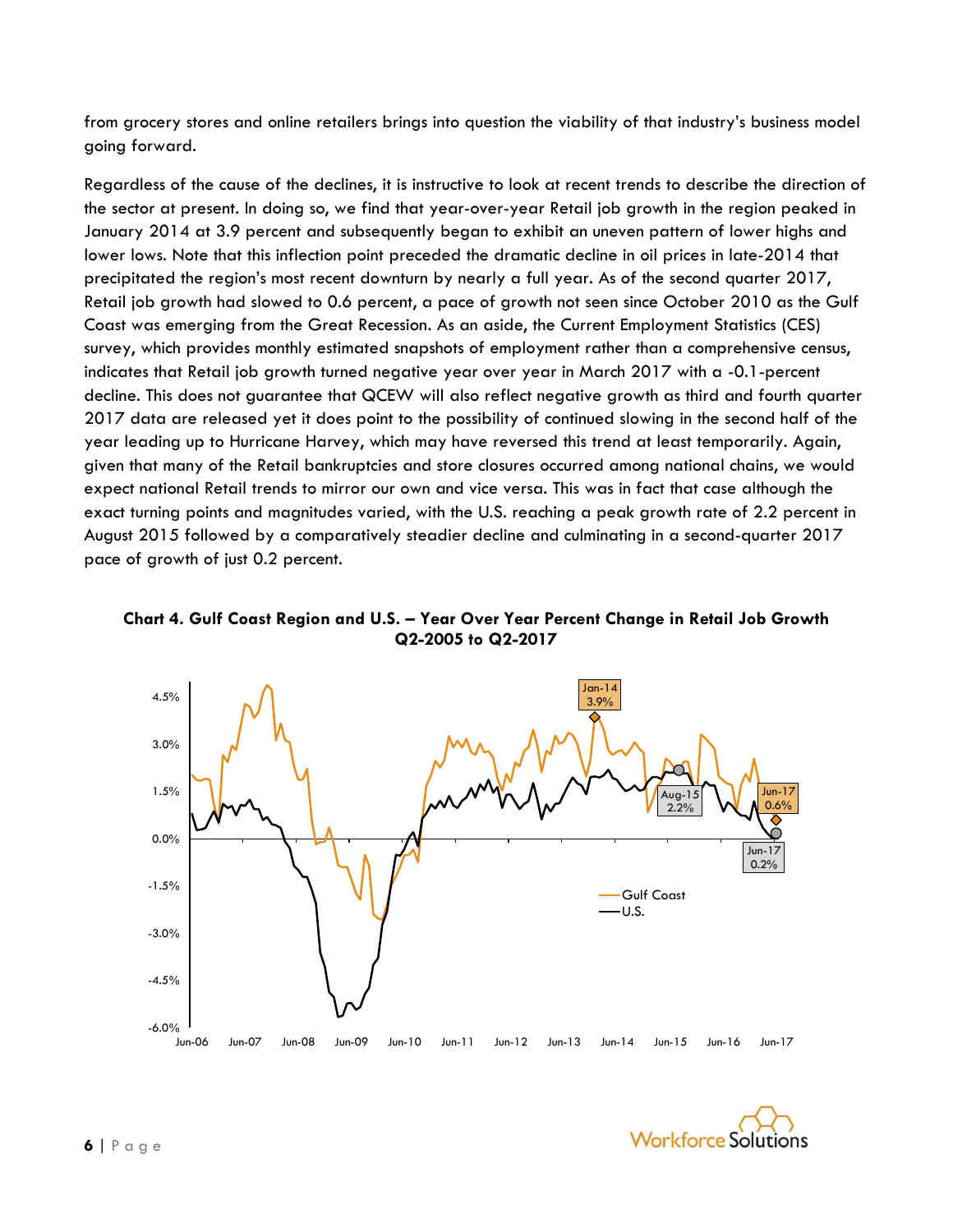from grocery stores and online retailers brings into question the viability of that industry's business model going forward.

Regardless of the cause of the declines, it is instructive to look at recent trends to describe the direction of the sector at present. In doing so, we find that year-over-year Retail job growth in the region peaked in January 2014 at 3.9 percent and subsequently began to exhibit an uneven pattern of lower highs and lower lows. Note that this inflection point preceded the dramatic decline in oil prices in late-2014 that precipitated the region's most recent downturn by nearly a full year. As of the second quarter 2017, Retail job growth had slowed to 0.6 percent, a pace of growth not seen since October 2010 as the Gulf Coast was emerging from the Great Recession. As an aside, the Current Employment Statistics (CES) survey, which provides monthly estimated snapshots of employment rather than a comprehensive census, indicates that Retail job growth turned negative year over year in March 2017 with a -0.1-percent decline. This does not guarantee that QCEW will also reflect negative growth as third and fourth quarter 2017 data are released yet it does point to the possibility of continued slowing in the second half of the year leading up to Hurricane Harvey, which may have reversed this trend at least temporarily. Again, given that many of the Retail bankruptcies and store closures occurred among national chains, we would expect national Retail trends to mirror our own and vice versa. This was in fact that case although the exact turning points and magnitudes varied, with the U.S. reaching a peak growth rate of 2.2 percent in August 2015 followed by a comparatively steadier decline and culminating in a second-quarter 2017 pace of growth of just 0.2 percent.

**Chart 4. Gulf Coast Region and U.S. – Year Over Year Percent Change in Retail Job Growth Q2-2005 to Q2-2017**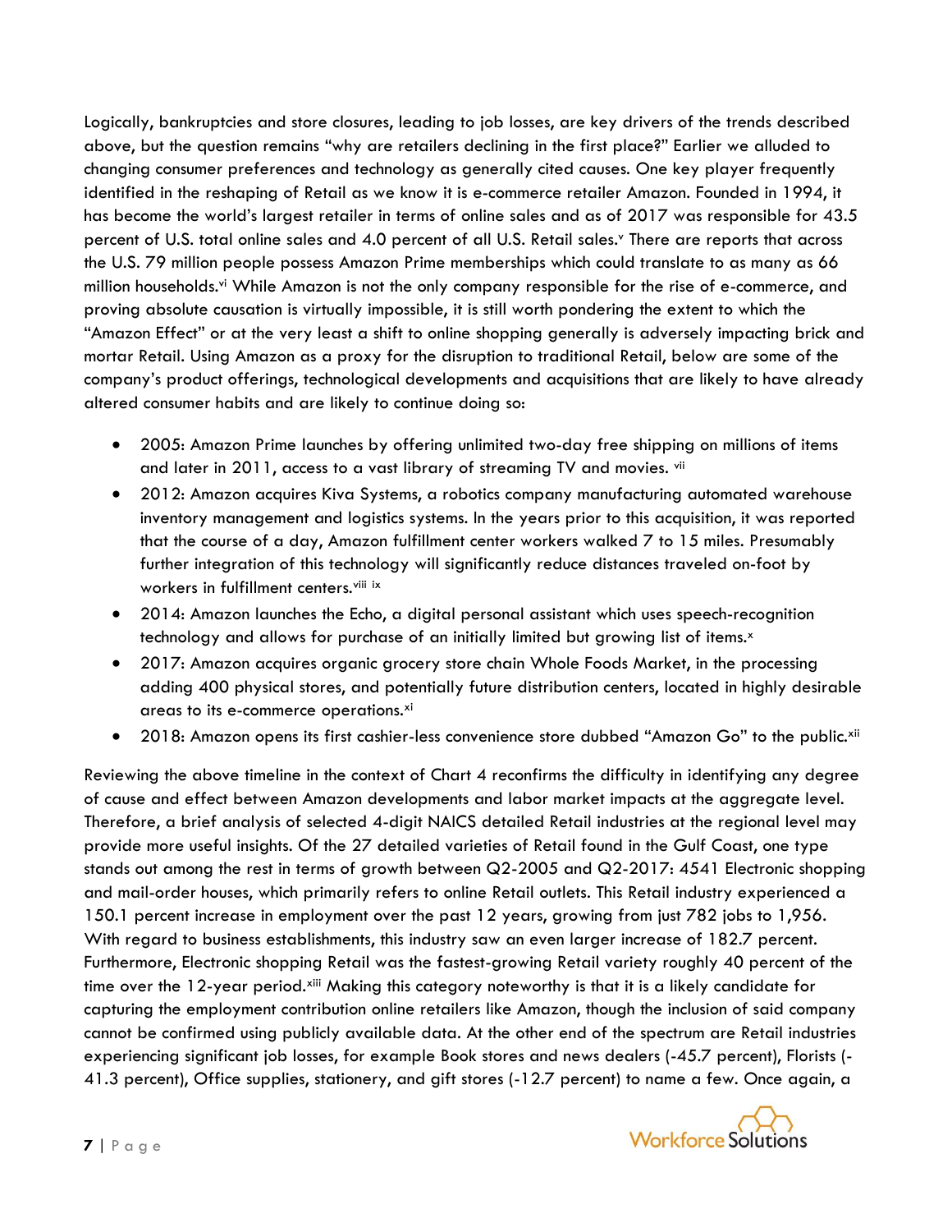Logically, bankruptcies and store closures, leading to job losses, are key drivers of the trends described above, but the question remains "why are retailers declining in the first place?" Earlier we alluded to changing consumer preferences and technology as generally cited causes. One key player frequently identified in the reshaping of Retail as we know it is e-commerce retailer Amazon. Founded in 1994, it has become the world's largest retailer in terms of online sales and as of 2017 was responsible for 43.5 percent of U.S. total online sales and 4.0 percent of all U.S. Retail sales.[v] There are reports that across the U.S. 79 million people possess Amazon Prime memberships which could translate to as many as 66 million households.[vi] While Amazon is not the only company responsible for the rise of e-commerce, and proving absolute causation is virtually impossible, it is still worth pondering the extent to which the "Amazon Effect" or at the very least a shift to online shopping generally is adversely impacting brick and mortar Retail. Using Amazon as a proxy for the disruption to traditional Retail, below are some of the company's product offerings, technological developments and acquisitions that are likely to have already altered consumer habits and are likely to continue doing so:

- 2005: Amazon Prime launches by offering unlimited two-day free shipping on millions of items and later in 2011, access to a vast library of streaming TV and movies. [vii]
- 2012: Amazon acquires Kiva Systems, a robotics company manufacturing automated warehouse inventory management and logistics systems. In the years prior to this acquisition, it was reported that the course of a day, Amazon fulfillment center workers walked 7 to 15 miles. Presumably further integration of this technology will significantly reduce distances traveled on-foot by workers in fulfillment centers.[viii] [ix]
- 2014: Amazon launches the Echo, a digital personal assistant which uses speech-recognition technology and allows for purchase of an initially limited but growing list of items.[x]
- 2017: Amazon acquires organic grocery store chain Whole Foods Market, in the processing adding 400 physical stores, and potentially future distribution centers, located in highly desirable areas to its e-commerce operations.[xi]
- 2018: Amazon opens its first cashier-less convenience store dubbed "Amazon Go" to the public.[xii]

Reviewing the above timeline in the context of Chart 4 reconfirms the difficulty in identifying any degree of cause and effect between Amazon developments and labor market impacts at the aggregate level. Therefore, a brief analysis of selected 4-digit NAICS detailed Retail industries at the regional level may provide more useful insights. Of the 27 detailed varieties of Retail found in the Gulf Coast, one type stands out among the rest in terms of growth between Q2-2005 and Q2-2017: 4541 Electronic shopping and mail-order houses, which primarily refers to online Retail outlets. This Retail industry experienced a 150.1 percent increase in employment over the past 12 years, growing from just 782 jobs to 1,956. With regard to business establishments, this industry saw an even larger increase of 182.7 percent. Furthermore, Electronic shopping Retail was the fastest-growing Retail variety roughly 40 percent of the time over the 12-year period.[xiii] Making this category noteworthy is that it is a likely candidate for capturing the employment contribution online retailers like Amazon, though the inclusion of said company cannot be confirmed using publicly available data. At the other end of the spectrum are Retail industries experiencing significant job losses, for example Book stores and news dealers (-45.7 percent), Florists (-41.3 percent), Office supplies, stationery, and gift stores (-12.7 percent) to name a few. Once again, a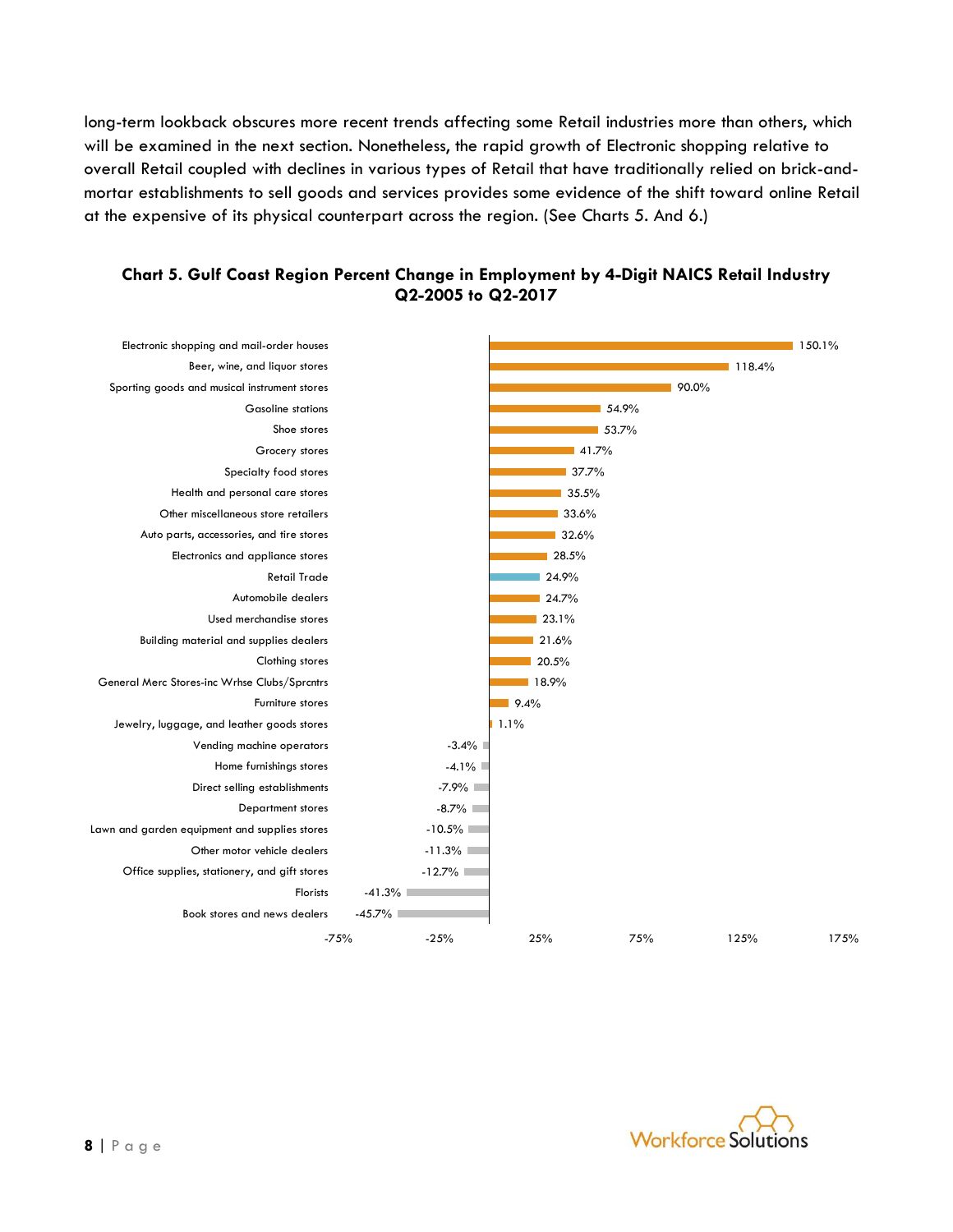long-term lookback obscures more recent trends affecting some Retail industries more than others, which will be examined in the next section. Nonetheless, the rapid growth of Electronic shopping relative to overall Retail coupled with declines in various types of Retail that have traditionally relied on brick-and-mortar establishments to sell goods and services provides some evidence of the shift toward online Retail at the expensive of its physical counterpart across the region. (See Charts 5. And 6.)

**Chart 5. Gulf Coast Region Percent Change in Employment by 4-Digit NAICS Retail Industry Q2-2005 to Q2-2017**

| Industry | Percent Change |
|---|---|
| Electronic shopping and mail-order houses | 150.1% |
| Beer, wine, and liquor stores | 118.4% |
| Sporting goods and musical instrument stores | 90.0% |
| Gasoline stations | 54.9% |
| Shoe stores | 53.7% |
| Grocery stores | 41.7% |
| Specialty food stores | 37.7% |
| Health and personal care stores | 35.5% |
| Other miscellaneous store retailers | 33.6% |
| Auto parts, accessories, and tire stores | 32.6% |
| Electronics and appliance stores | 28.5% |
| Retail Trade | 24.9% |
| Automobile dealers | 24.7% |
| Used merchandise stores | 23.1% |
| Building material and supplies dealers | 21.6% |
| Clothing stores | 20.5% |
| General Merc Stores-inc Wrhse Clubs/Sprcntrs | 18.9% |
| Furniture stores | 9.4% |
| Jewelry, luggage, and leather goods stores | 1.1% |
| Vending machine operators | -3.4% |
| Home furnishings stores | -4.1% |
| Direct selling establishments | -7.9% |
| Department stores | -8.7% |
| Lawn and garden equipment and supplies stores | -10.5% |
| Other motor vehicle dealers | -11.3% |
| Office supplies, stationery, and gift stores | -12.7% |
| Florists | -41.3% |
| Book stores and news dealers | -45.7% |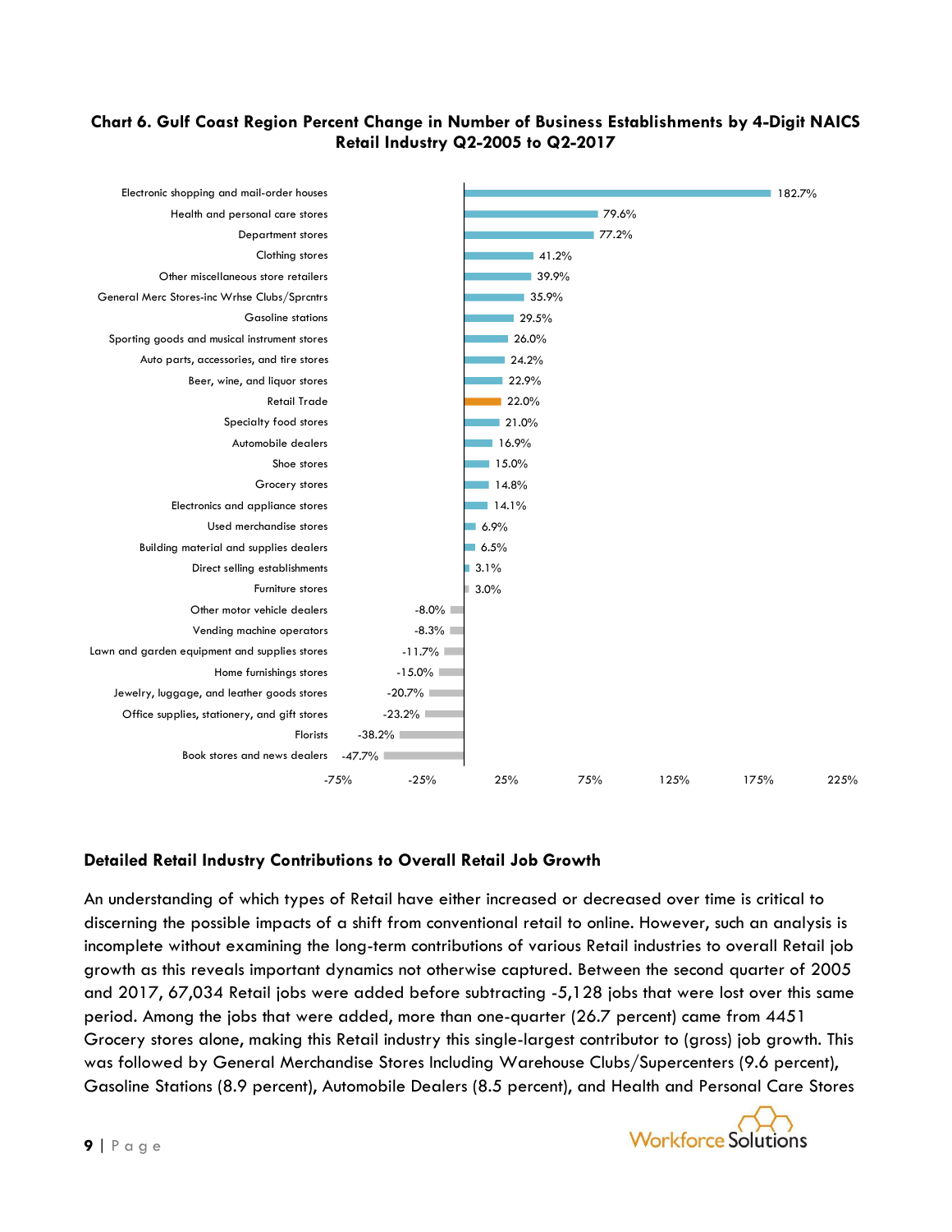**Chart 6. Gulf Coast Region Percent Change in Number of Business Establishments by 4-Digit NAICS Retail Industry Q2-2005 to Q2-2017**

| Industry | Percent Change |
|---|---|
| Electronic shopping and mail-order houses | 182.7% |
| Health and personal care stores | 79.6% |
| Department stores | 77.2% |
| Clothing stores | 41.2% |
| Other miscellaneous store retailers | 39.9% |
| General Merc Stores-inc Wrhse Clubs/Sprcntrs | 35.9% |
| Gasoline stations | 29.5% |
| Sporting goods and musical instrument stores | 26.0% |
| Auto parts, accessories, and tire stores | 24.2% |
| Beer, wine, and liquor stores | 22.9% |
| Retail Trade | 22.0% |
| Specialty food stores | 21.0% |
| Automobile dealers | 16.9% |
| Shoe stores | 15.0% |
| Grocery stores | 14.8% |
| Electronics and appliance stores | 14.1% |
| Used merchandise stores | 6.9% |
| Building material and supplies dealers | 6.5% |
| Direct selling establishments | 3.1% |
| Furniture stores | 3.0% |
| Other motor vehicle dealers | -8.0% |
| Vending machine operators | -8.3% |
| Lawn and garden equipment and supplies stores | -11.7% |
| Home furnishings stores | -15.0% |
| Jewelry, luggage, and leather goods stores | -20.7% |
| Office supplies, stationery, and gift stores | -23.2% |
| Florists | -38.2% |
| Book stores and news dealers | -47.7% |

## Detailed Retail Industry Contributions to Overall Retail Job Growth

An understanding of which types of Retail have either increased or decreased over time is critical to discerning the possible impacts of a shift from conventional retail to online. However, such an analysis is incomplete without examining the long-term contributions of various Retail industries to overall Retail job growth as this reveals important dynamics not otherwise captured. Between the second quarter of 2005 and 2017, 67,034 Retail jobs were added before subtracting -5,128 jobs that were lost over this same period. Among the jobs that were added, more than one-quarter (26.7 percent) came from 4451 Grocery stores alone, making this Retail industry this single-largest contributor to (gross) job growth. This was followed by General Merchandise Stores Including Warehouse Clubs/Supercenters (9.6 percent), Gasoline Stations (8.9 percent), Automobile Dealers (8.5 percent), and Health and Personal Care Stores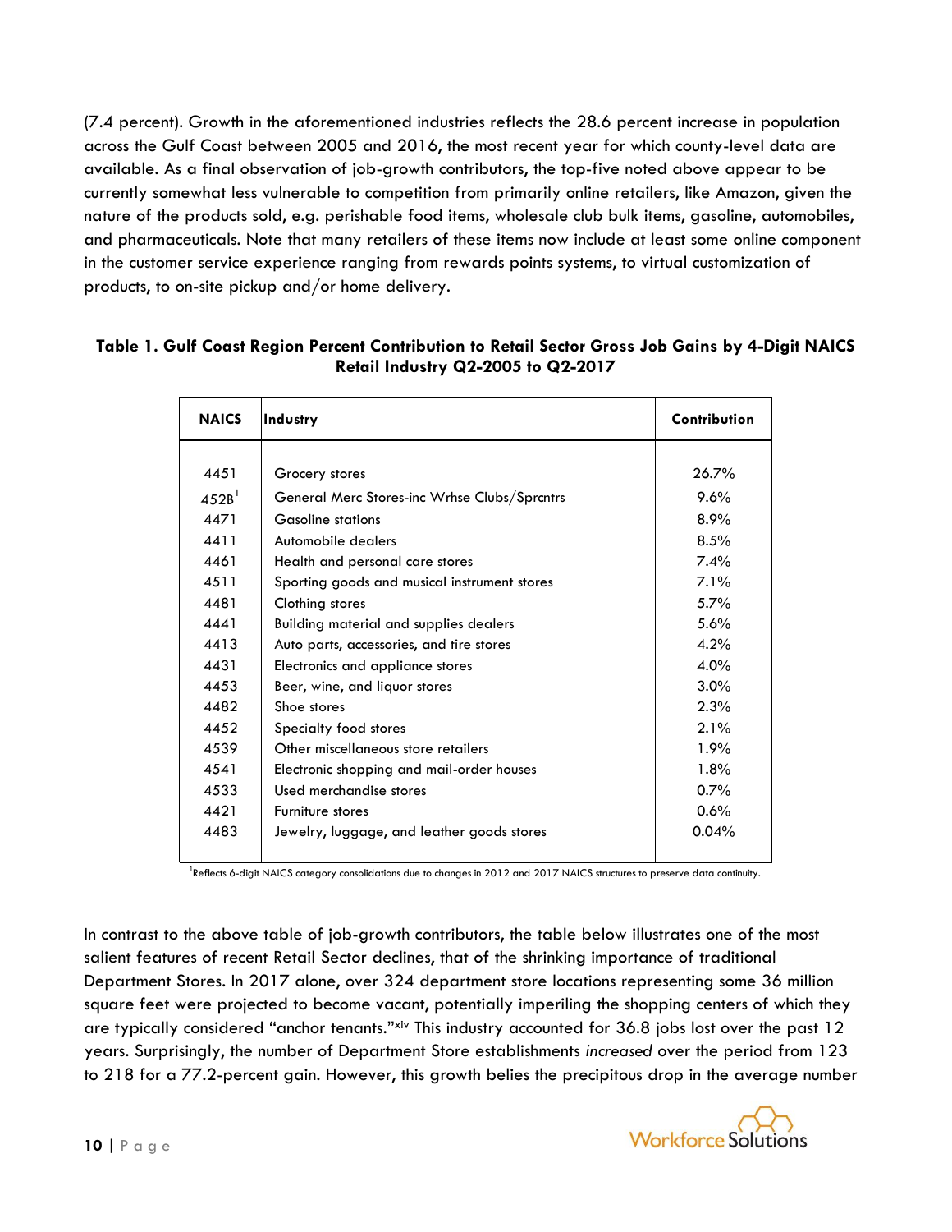(7.4 percent). Growth in the aforementioned industries reflects the 28.6 percent increase in population across the Gulf Coast between 2005 and 2016, the most recent year for which county-level data are available. As a final observation of job-growth contributors, the top-five noted above appear to be currently somewhat less vulnerable to competition from primarily online retailers, like Amazon, given the nature of the products sold, e.g. perishable food items, wholesale club bulk items, gasoline, automobiles, and pharmaceuticals. Note that many retailers of these items now include at least some online component in the customer service experience ranging from rewards points systems, to virtual customization of products, to on-site pickup and/or home delivery.

**Table 1. Gulf Coast Region Percent Contribution to Retail Sector Gross Job Gains by 4-Digit NAICS Retail Industry Q2-2005 to Q2-2017**

| NAICS | Industry | Contribution |
|---|---|---|
| 4451 | Grocery stores | 26.7% |
| 452B[1] | General Merc Stores-inc Wrhse Clubs/Sprcntrs | 9.6% |
| 4471 | Gasoline stations | 8.9% |
| 4411 | Automobile dealers | 8.5% |
| 4461 | Health and personal care stores | 7.4% |
| 4511 | Sporting goods and musical instrument stores | 7.1% |
| 4481 | Clothing stores | 5.7% |
| 4441 | Building material and supplies dealers | 5.6% |
| 4413 | Auto parts, accessories, and tire stores | 4.2% |
| 4431 | Electronics and appliance stores | 4.0% |
| 4453 | Beer, wine, and liquor stores | 3.0% |
| 4482 | Shoe stores | 2.3% |
| 4452 | Specialty food stores | 2.1% |
| 4539 | Other miscellaneous store retailers | 1.9% |
| 4541 | Electronic shopping and mail-order houses | 1.8% |
| 4533 | Used merchandise stores | 0.7% |
| 4421 | Furniture stores | 0.6% |
| 4483 | Jewelry, luggage, and leather goods stores | 0.04% |

[1]Reflects 6-digit NAICS category consolidations due to changes in 2012 and 2017 NAICS structures to preserve data continuity.

In contrast to the above table of job-growth contributors, the table below illustrates one of the most salient features of recent Retail Sector declines, that of the shrinking importance of traditional Department Stores. In 2017 alone, over 324 department store locations representing some 36 million square feet were projected to become vacant, potentially imperiling the shopping centers of which they are typically considered "anchor tenants."[xiv] This industry accounted for 36.8 jobs lost over the past 12 years. Surprisingly, the number of Department Store establishments *increased* over the period from 123 to 218 for a 77.2-percent gain. However, this growth belies the precipitous drop in the average number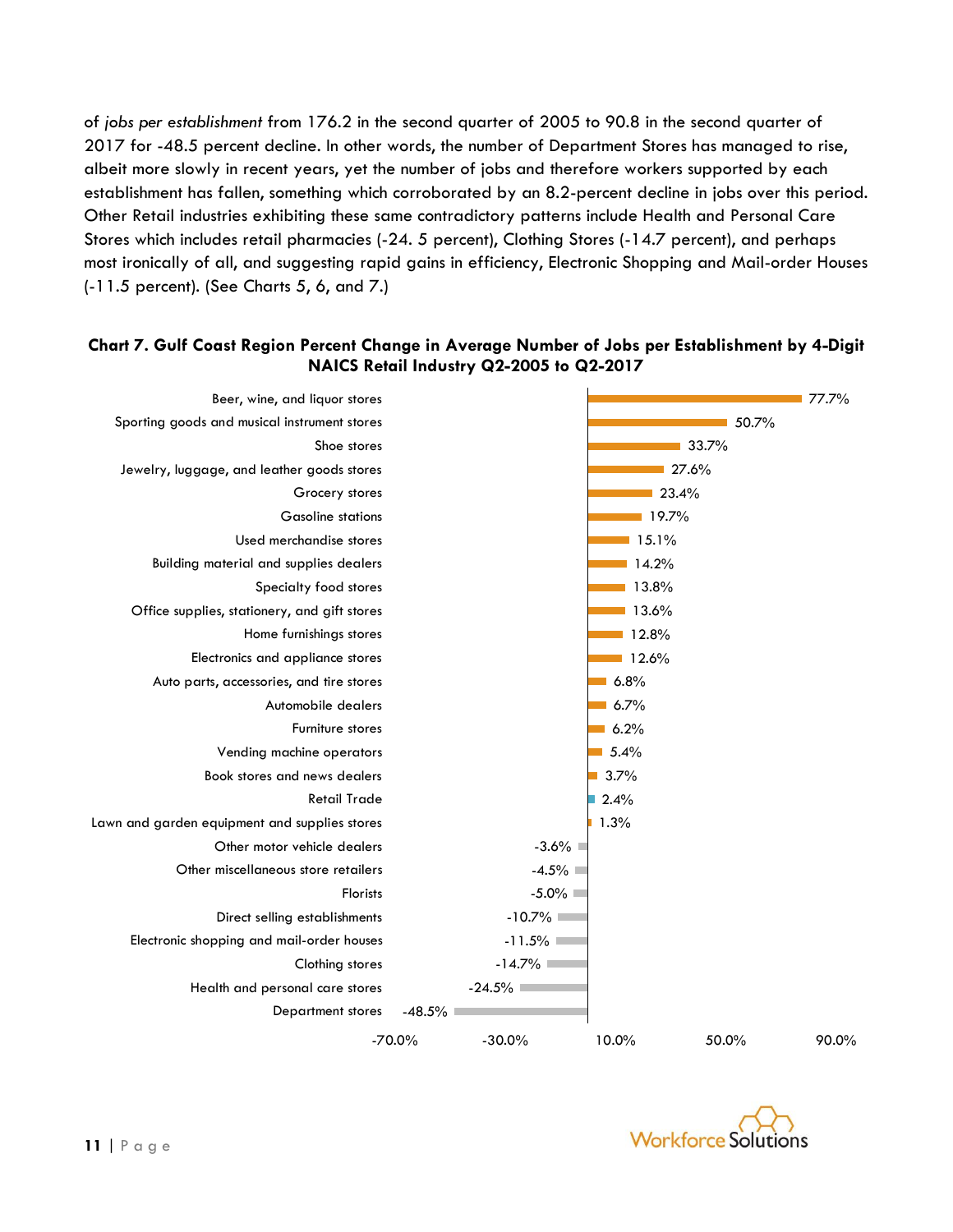of *jobs per establishment* from 176.2 in the second quarter of 2005 to 90.8 in the second quarter of 2017 for -48.5 percent decline. In other words, the number of Department Stores has managed to rise, albeit more slowly in recent years, yet the number of jobs and therefore workers supported by each establishment has fallen, something which corroborated by an 8.2-percent decline in jobs over this period. Other Retail industries exhibiting these same contradictory patterns include Health and Personal Care Stores which includes retail pharmacies (-24. 5 percent), Clothing Stores (-14.7 percent), and perhaps most ironically of all, and suggesting rapid gains in efficiency, Electronic Shopping and Mail-order Houses (-11.5 percent). (See Charts 5, 6, and 7.)

**Chart 7. Gulf Coast Region Percent Change in Average Number of Jobs per Establishment by 4-Digit NAICS Retail Industry Q2-2005 to Q2-2017**

| Industry | Percent Change |
|---|---|
| Beer, wine, and liquor stores | 77.7% |
| Sporting goods and musical instrument stores | 50.7% |
| Shoe stores | 33.7% |
| Jewelry, luggage, and leather goods stores | 27.6% |
| Grocery stores | 23.4% |
| Gasoline stations | 19.7% |
| Used merchandise stores | 15.1% |
| Building material and supplies dealers | 14.2% |
| Specialty food stores | 13.8% |
| Office supplies, stationery, and gift stores | 13.6% |
| Home furnishings stores | 12.8% |
| Electronics and appliance stores | 12.6% |
| Auto parts, accessories, and tire stores | 6.8% |
| Automobile dealers | 6.7% |
| Furniture stores | 6.2% |
| Vending machine operators | 5.4% |
| Book stores and news dealers | 3.7% |
| Retail Trade | 2.4% |
| Lawn and garden equipment and supplies stores | 1.3% |
| Other motor vehicle dealers | -3.6% |
| Other miscellaneous store retailers | -4.5% |
| Florists | -5.0% |
| Direct selling establishments | -10.7% |
| Electronic shopping and mail-order houses | -11.5% |
| Clothing stores | -14.7% |
| Health and personal care stores | -24.5% |
| Department stores | -48.5% |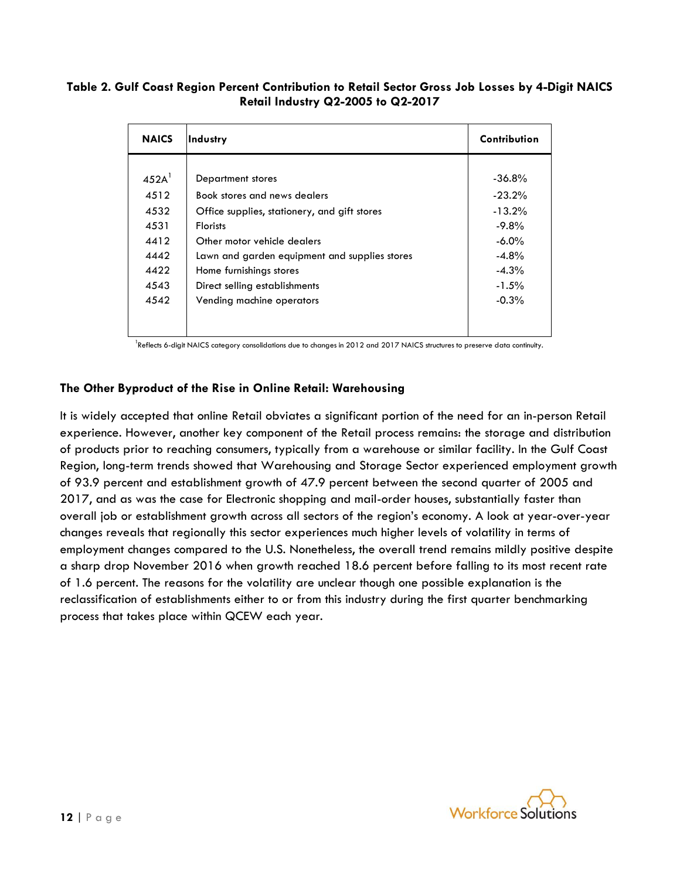**Table 2. Gulf Coast Region Percent Contribution to Retail Sector Gross Job Losses by 4-Digit NAICS Retail Industry Q2-2005 to Q2-2017**

| NAICS | Industry | Contribution |
|---|---|---|
| 452A[1] | Department stores | -36.8% |
| 4512 | Book stores and news dealers | -23.2% |
| 4532 | Office supplies, stationery, and gift stores | -13.2% |
| 4531 | Florists | -9.8% |
| 4412 | Other motor vehicle dealers | -6.0% |
| 4442 | Lawn and garden equipment and supplies stores | -4.8% |
| 4422 | Home furnishings stores | -4.3% |
| 4543 | Direct selling establishments | -1.5% |
| 4542 | Vending machine operators | -0.3% |

[1]Reflects 6-digit NAICS category consolidations due to changes in 2012 and 2017 NAICS structures to preserve data continuity.

### The Other Byproduct of the Rise in Online Retail: Warehousing

It is widely accepted that online Retail obviates a significant portion of the need for an in-person Retail experience. However, another key component of the Retail process remains: the storage and distribution of products prior to reaching consumers, typically from a warehouse or similar facility. In the Gulf Coast Region, long-term trends showed that Warehousing and Storage Sector experienced employment growth of 93.9 percent and establishment growth of 47.9 percent between the second quarter of 2005 and 2017, and as was the case for Electronic shopping and mail-order houses, substantially faster than overall job or establishment growth across all sectors of the region's economy. A look at year-over-year changes reveals that regionally this sector experiences much higher levels of volatility in terms of employment changes compared to the U.S. Nonetheless, the overall trend remains mildly positive despite a sharp drop November 2016 when growth reached 18.6 percent before falling to its most recent rate of 1.6 percent. The reasons for the volatility are unclear though one possible explanation is the reclassification of establishments either to or from this industry during the first quarter benchmarking process that takes place within QCEW each year.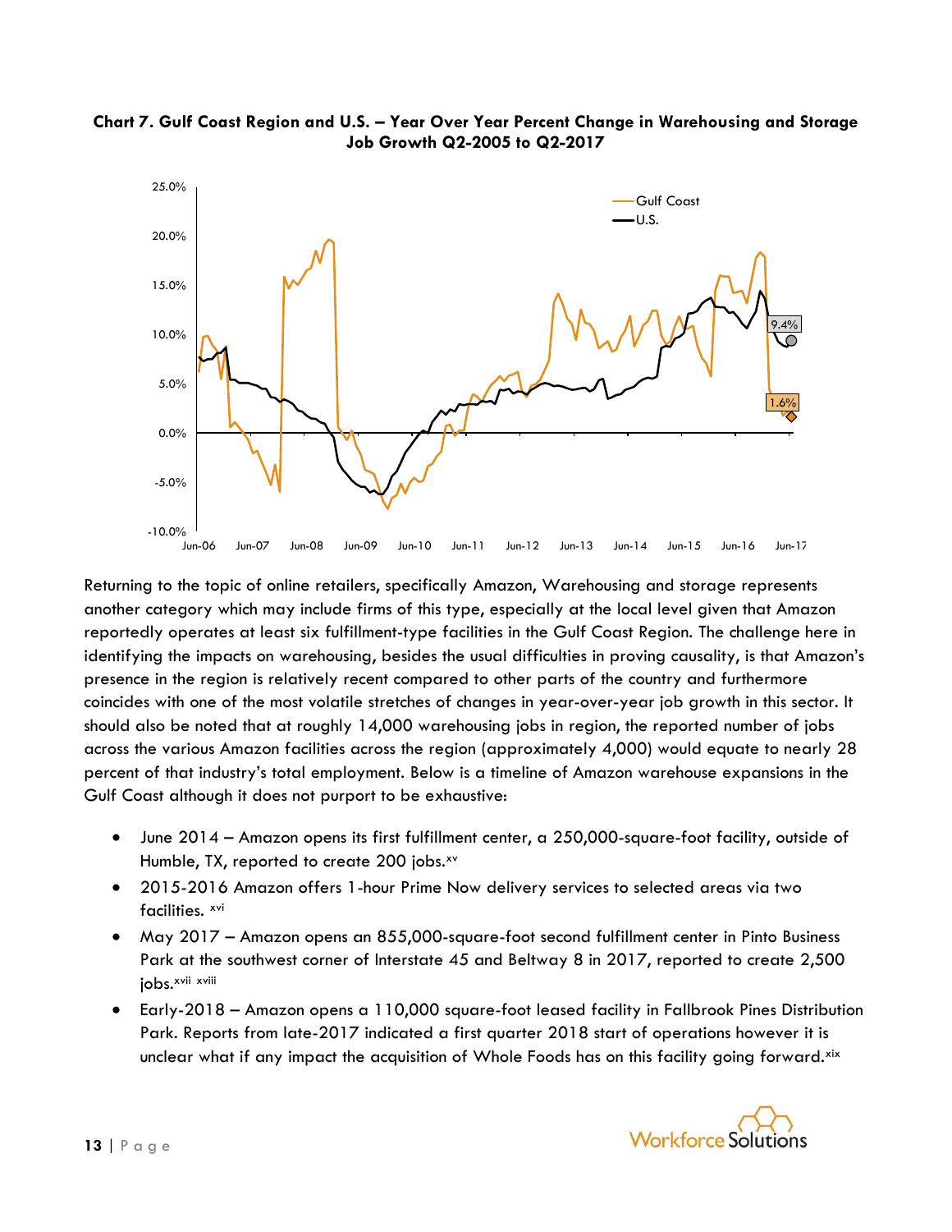**Chart 7. Gulf Coast Region and U.S. – Year Over Year Percent Change in Warehousing and Storage Job Growth Q2-2005 to Q2-2017**

Returning to the topic of online retailers, specifically Amazon, Warehousing and storage represents another category which may include firms of this type, especially at the local level given that Amazon reportedly operates at least six fulfillment-type facilities in the Gulf Coast Region. The challenge here in identifying the impacts on warehousing, besides the usual difficulties in proving causality, is that Amazon's presence in the region is relatively recent compared to other parts of the country and furthermore coincides with one of the most volatile stretches of changes in year-over-year job growth in this sector. It should also be noted that at roughly 14,000 warehousing jobs in region, the reported number of jobs across the various Amazon facilities across the region (approximately 4,000) would equate to nearly 28 percent of that industry's total employment. Below is a timeline of Amazon warehouse expansions in the Gulf Coast although it does not purport to be exhaustive:

- June 2014 – Amazon opens its first fulfillment center, a 250,000-square-foot facility, outside of Humble, TX, reported to create 200 jobs.[xv]
- 2015-2016 Amazon offers 1-hour Prime Now delivery services to selected areas via two facilities. [xvi]
- May 2017 – Amazon opens an 855,000-square-foot second fulfillment center in Pinto Business Park at the southwest corner of Interstate 45 and Beltway 8 in 2017, reported to create 2,500 jobs.[xvii] [xviii]
- Early-2018 – Amazon opens a 110,000 square-foot leased facility in Fallbrook Pines Distribution Park. Reports from late-2017 indicated a first quarter 2018 start of operations however it is unclear what if any impact the acquisition of Whole Foods has on this facility going forward.[xix]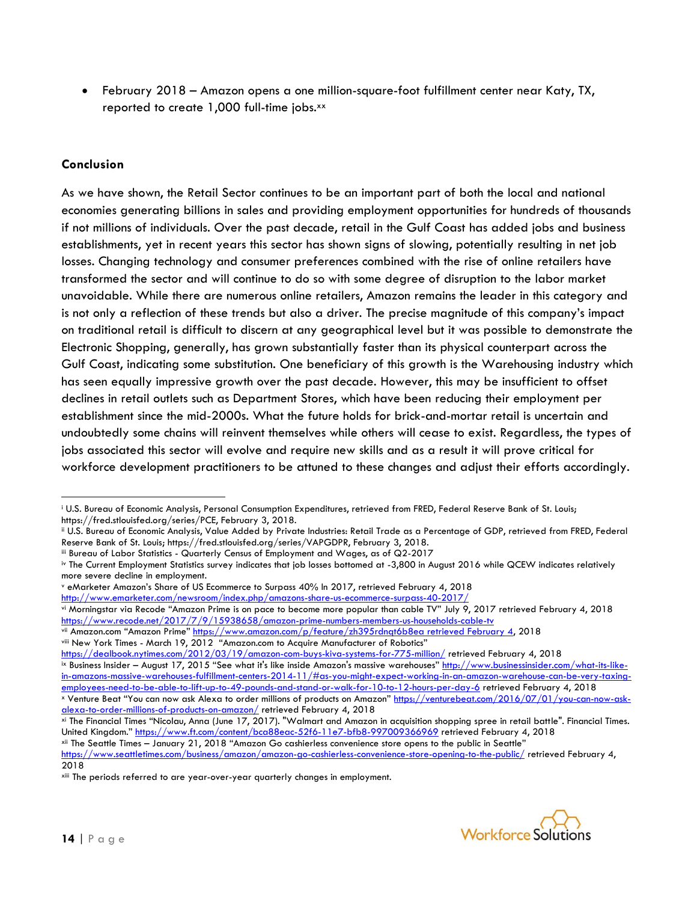- February 2018 – Amazon opens a one million-square-foot fulfillment center near Katy, TX, reported to create 1,000 full-time jobs.[xx]

**Conclusion**

As we have shown, the Retail Sector continues to be an important part of both the local and national economies generating billions in sales and providing employment opportunities for hundreds of thousands if not millions of individuals. Over the past decade, retail in the Gulf Coast has added jobs and business establishments, yet in recent years this sector has shown signs of slowing, potentially resulting in net job losses. Changing technology and consumer preferences combined with the rise of online retailers have transformed the sector and will continue to do so with some degree of disruption to the labor market unavoidable. While there are numerous online retailers, Amazon remains the leader in this category and is not only a reflection of these trends but also a driver. The precise magnitude of this company's impact on traditional retail is difficult to discern at any geographical level but it was possible to demonstrate the Electronic Shopping, generally, has grown substantially faster than its physical counterpart across the Gulf Coast, indicating some substitution. One beneficiary of this growth is the Warehousing industry which has seen equally impressive growth over the past decade. However, this may be insufficient to offset declines in retail outlets such as Department Stores, which have been reducing their employment per establishment since the mid-2000s. What the future holds for brick-and-mortar retail is uncertain and undoubtedly some chains will reinvent themselves while others will cease to exist. Regardless, the types of jobs associated this sector will evolve and require new skills and as a result it will prove critical for workforce development practitioners to be attuned to these changes and adjust their efforts accordingly.

---

[i] U.S. Bureau of Economic Analysis, Personal Consumption Expenditures, retrieved from FRED, Federal Reserve Bank of St. Louis; https://fred.stlouisfed.org/series/PCE, February 3, 2018.

[ii] U.S. Bureau of Economic Analysis, Value Added by Private Industries: Retail Trade as a Percentage of GDP, retrieved from FRED, Federal Reserve Bank of St. Louis; https://fred.stlouisfed.org/series/VAPGDPR, February 3, 2018.

[iii] Bureau of Labor Statistics - Quarterly Census of Employment and Wages, as of Q2-2017

[iv] The Current Employment Statistics survey indicates that job losses bottomed at -3,800 in August 2016 while QCEW indicates relatively more severe decline in employment.

[v] eMarketer Amazon's Share of US Ecommerce to Surpass 40% In 2017, retrieved February 4, 2018 http://www.emarketer.com/newsroom/index.php/amazons-share-us-ecommerce-surpass-40-2017/

[vi] Morningstar via Recode "Amazon Prime is on pace to become more popular than cable TV" July 9, 2017 retrieved February 4, 2018 https://www.recode.net/2017/7/9/15938658/amazon-prime-numbers-members-us-households-cable-tv

[vii] Amazon.com "Amazon Prime" https://www.amazon.com/p/feature/zh395rdnqt6b8ea retrieved February 4, 2018

[viii] New York Times - March 19, 2012 "Amazon.com to Acquire Manufacturer of Robotics" https://dealbook.nytimes.com/2012/03/19/amazon-com-buys-kiva-systems-for-775-million/ retrieved February 4, 2018

[ix] Business Insider – August 17, 2015 "See what it's like inside Amazon's massive warehouses" http://www.businessinsider.com/what-its-like-in-amazons-massive-warehouses-fulfillment-centers-2014-11/#as-you-might-expect-working-in-an-amazon-warehouse-can-be-very-taxing-employees-need-to-be-able-to-lift-up-to-49-pounds-and-stand-or-walk-for-10-to-12-hours-per-day-6 retrieved February 4, 2018

[x] Venture Beat "You can now ask Alexa to order millions of products on Amazon" https://venturebeat.com/2016/07/01/you-can-now-ask-alexa-to-order-millions-of-products-on-amazon/ retrieved February 4, 2018

[xi] The Financial Times "Nicolau, Anna (June 17, 2017). "Walmart and Amazon in acquisition shopping spree in retail battle". Financial Times. United Kingdom." https://www.ft.com/content/bca88eac-52f6-11e7-bfb8-997009366969 retrieved February 4, 2018

[xii] The Seattle Times – January 21, 2018 "Amazon Go cashierless convenience store opens to the public in Seattle" https://www.seattletimes.com/business/amazon/amazon-go-cashierless-convenience-store-opening-to-the-public/ retrieved February 4, 2018

[xiii] The periods referred to are year-over-year quarterly changes in employment.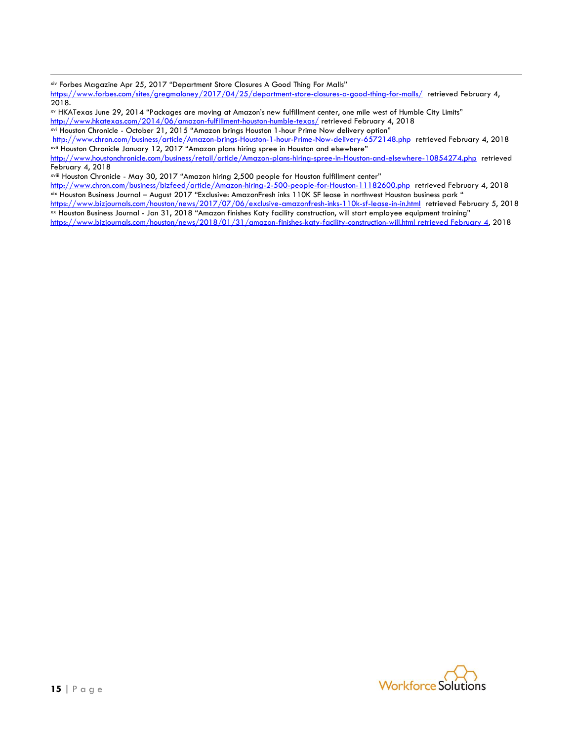[xiv] Forbes Magazine Apr 25, 2017 "Department Store Closures A Good Thing For Malls"
https://www.forbes.com/sites/gregmaloney/2017/04/25/department-store-closures-a-good-thing-for-malls/ retrieved February 4, 2018.

[xv] HKATexas June 29, 2014 "Packages are moving at Amazon's new fulfillment center, one mile west of Humble City Limits"
http://www.hkatexas.com/2014/06/amazon-fulfillment-houston-humble-texas/ retrieved February 4, 2018

[xvi] Houston Chronicle - October 21, 2015 "Amazon brings Houston 1-hour Prime Now delivery option"
http://www.chron.com/business/article/Amazon-brings-Houston-1-hour-Prime-Now-delivery-6572148.php retrieved February 4, 2018

[xvii] Houston Chronicle January 12, 2017 "Amazon plans hiring spree in Houston and elsewhere"
http://www.houstonchronicle.com/business/retail/article/Amazon-plans-hiring-spree-in-Houston-and-elsewhere-10854274.php retrieved February 4, 2018

[xviii] Houston Chronicle - May 30, 2017 "Amazon hiring 2,500 people for Houston fulfillment center"
http://www.chron.com/business/bizfeed/article/Amazon-hiring-2-500-people-for-Houston-11182600.php retrieved February 4, 2018

[xix] Houston Business Journal – August 2017 "Exclusive: AmazonFresh inks 110K SF lease in northwest Houston business park "
https://www.bizjournals.com/houston/news/2017/07/06/exclusive-amazonfresh-inks-110k-sf-lease-in-in.html retrieved February 5, 2018

[xx] Houston Business Journal - Jan 31, 2018 "Amazon finishes Katy facility construction, will start employee equipment training"
https://www.bizjournals.com/houston/news/2018/01/31/amazon-finishes-katy-facility-construction-will.html retrieved February 4, 2018